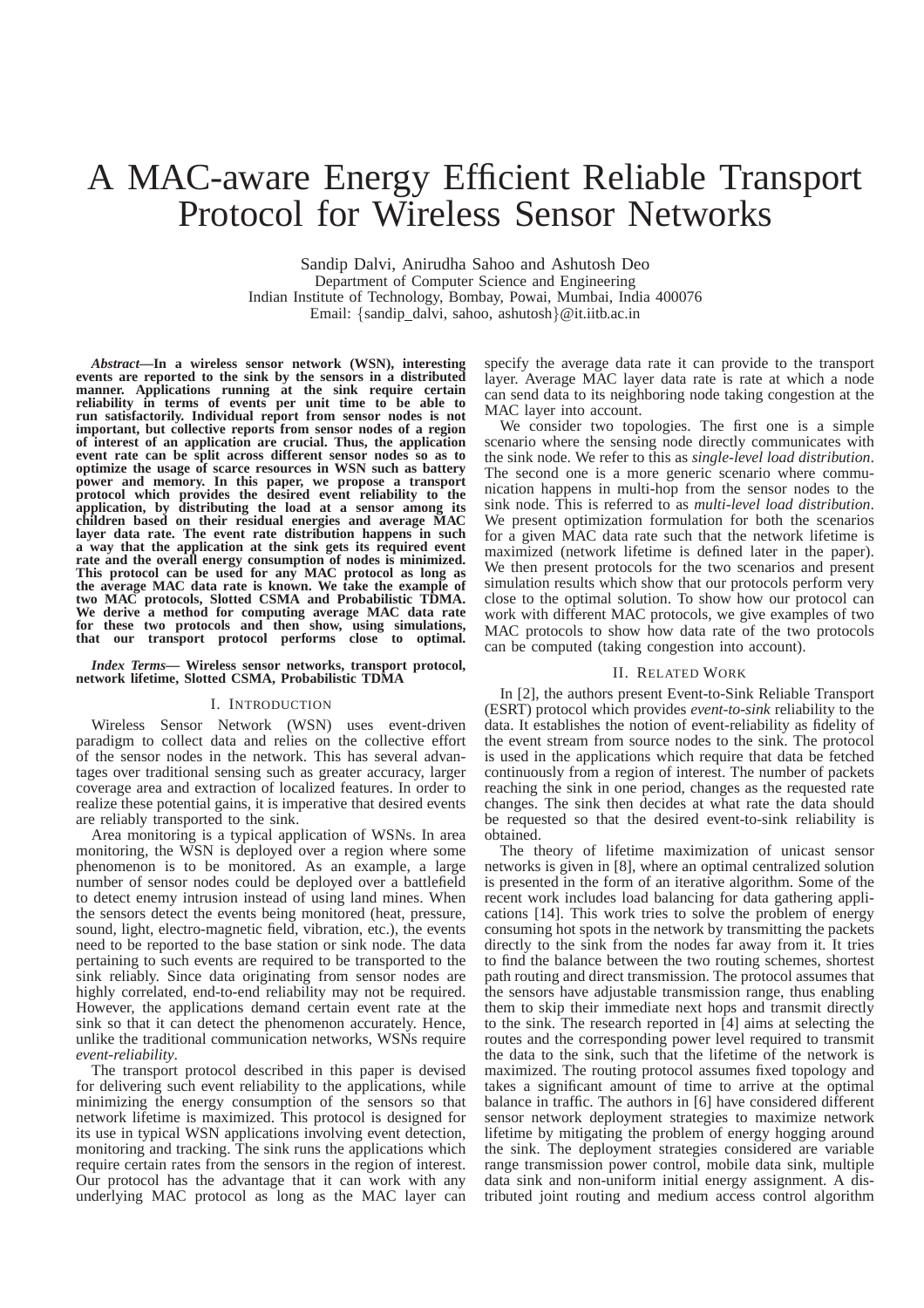# A MAC-aware Energy Efficient Reliable Transport Protocol for Wireless Sensor Networks

Sandip Dalvi, Anirudha Sahoo and Ashutosh Deo
Department of Computer Science and Engineering
Indian Institute of Technology, Bombay, Powai, Mumbai, India 400076
Email: {sandip_dalvi, sahoo, ashutosh}@it.iitb.ac.in

***Abstract*—In a wireless sensor network (WSN), interesting events are reported to the sink by the sensors in a distributed manner. Applications running at the sink require certain reliability in terms of events per unit time to be able to run satisfactorily. Individual report from sensor nodes is not important, but collective reports from sensor nodes of a region of interest of an application are crucial. Thus, the application event rate can be split across different sensor nodes so as to optimize the usage of scarce resources in WSN such as battery power and memory. In this paper, we propose a transport protocol which provides the desired event reliability to the application, by distributing the load at a sensor among its children based on their residual energies and average MAC layer data rate. The event rate distribution happens in such a way that the application at the sink gets its required event rate and the overall energy consumption of nodes is minimized. This protocol can be used for any MAC protocol as long as the average MAC data rate is known. We take the example of two MAC protocols, Slotted CSMA and Probabilistic TDMA. We derive a method for computing average MAC data rate for these two protocols and then show, using simulations, that our transport protocol performs close to optimal.**

***Index Terms*— Wireless sensor networks, transport protocol, network lifetime, Slotted CSMA, Probabilistic TDMA**

## I. Introduction

Wireless Sensor Network (WSN) uses event-driven paradigm to collect data and relies on the collective effort of the sensor nodes in the network. This has several advantages over traditional sensing such as greater accuracy, larger coverage area and extraction of localized features. In order to realize these potential gains, it is imperative that desired events are reliably transported to the sink.

Area monitoring is a typical application of WSNs. In area monitoring, the WSN is deployed over a region where some phenomenon is to be monitored. As an example, a large number of sensor nodes could be deployed over a battlefield to detect enemy intrusion instead of using land mines. When the sensors detect the events being monitored (heat, pressure, sound, light, electro-magnetic field, vibration, etc.), the events need to be reported to the base station or sink node. The data pertaining to such events are required to be transported to the sink reliably. Since data originating from sensor nodes are highly correlated, end-to-end reliability may not be required. However, the applications demand certain event rate at the sink so that it can detect the phenomenon accurately. Hence, unlike the traditional communication networks, WSNs require *event-reliability*.

The transport protocol described in this paper is devised for delivering such event reliability to the applications, while minimizing the energy consumption of the sensors so that network lifetime is maximized. This protocol is designed for its use in typical WSN applications involving event detection, monitoring and tracking. The sink runs the applications which require certain rates from the sensors in the region of interest. Our protocol has the advantage that it can work with any underlying MAC protocol as long as the MAC layer can specify the average data rate it can provide to the transport layer. Average MAC layer data rate is rate at which a node can send data to its neighboring node taking congestion at the MAC layer into account.

We consider two topologies. The first one is a simple scenario where the sensing node directly communicates with the sink node. We refer to this as *single-level load distribution*. The second one is a more generic scenario where communication happens in multi-hop from the sensor nodes to the sink node. This is referred to as *multi-level load distribution*. We present optimization formulation for both the scenarios for a given MAC data rate such that the network lifetime is maximized (network lifetime is defined later in the paper). We then present protocols for the two scenarios and present simulation results which show that our protocols perform very close to the optimal solution. To show how our protocol can work with different MAC protocols, we give examples of two MAC protocols to show how data rate of the two protocols can be computed (taking congestion into account).

## II. Related Work

In [2], the authors present Event-to-Sink Reliable Transport (ESRT) protocol which provides *event-to-sink* reliability to the data. It establishes the notion of event-reliability as fidelity of the event stream from source nodes to the sink. The protocol is used in the applications which require that data be fetched continuously from a region of interest. The number of packets reaching the sink in one period, changes as the requested rate changes. The sink then decides at what rate the data should be requested so that the desired event-to-sink reliability is obtained.

The theory of lifetime maximization of unicast sensor networks is given in [8], where an optimal centralized solution is presented in the form of an iterative algorithm. Some of the recent work includes load balancing for data gathering applications [14]. This work tries to solve the problem of energy consuming hot spots in the network by transmitting the packets directly to the sink from the nodes far away from it. It tries to find the balance between the two routing schemes, shortest path routing and direct transmission. The protocol assumes that the sensors have adjustable transmission range, thus enabling them to skip their immediate next hops and transmit directly to the sink. The research reported in [4] aims at selecting the routes and the corresponding power level required to transmit the data to the sink, such that the lifetime of the network is maximized. The routing protocol assumes fixed topology and takes a significant amount of time to arrive at the optimal balance in traffic. The authors in [6] have considered different sensor network deployment strategies to maximize network lifetime by mitigating the problem of energy hogging around the sink. The deployment strategies considered are variable range transmission power control, mobile data sink, multiple data sink and non-uniform initial energy assignment. A distributed joint routing and medium access control algorithm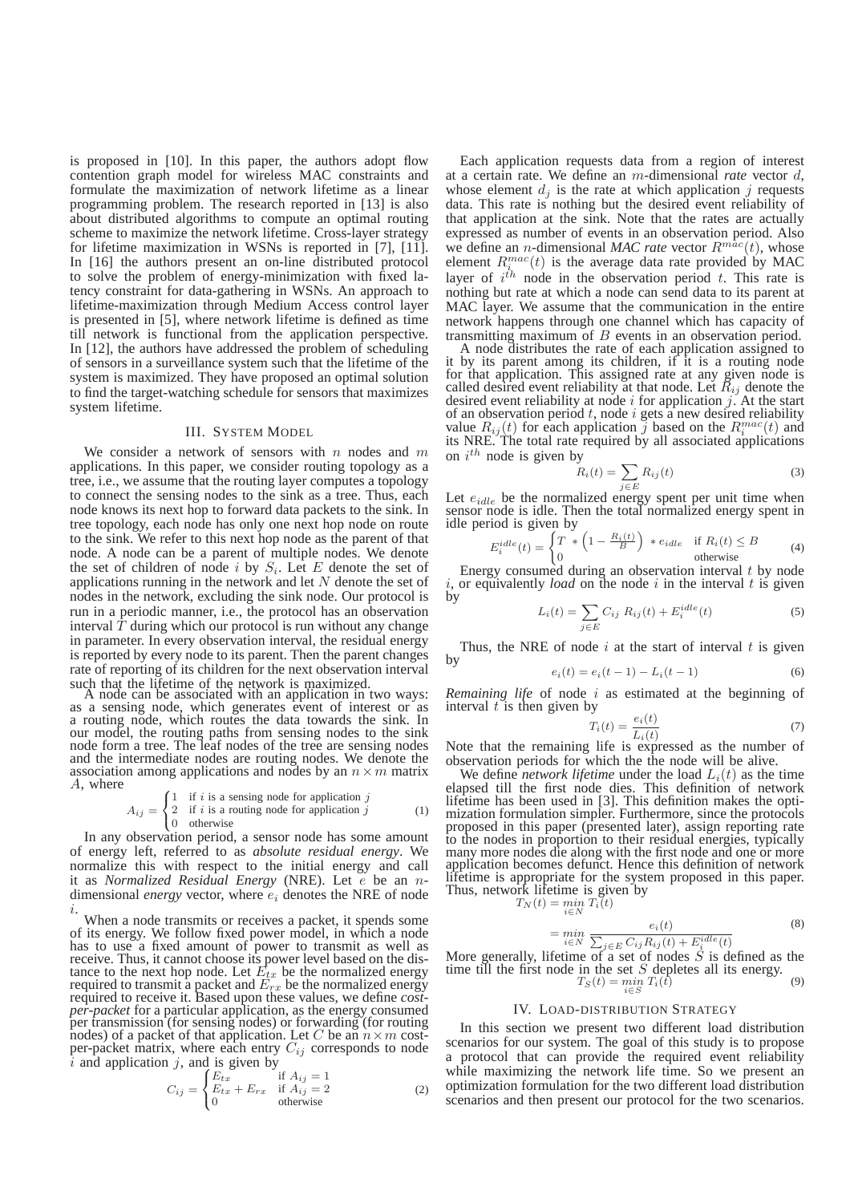is proposed in [10]. In this paper, the authors adopt flow contention graph model for wireless MAC constraints and formulate the maximization of network lifetime as a linear programming problem. The research reported in [13] is also about distributed algorithms to compute an optimal routing scheme to maximize the network lifetime. Cross-layer strategy for lifetime maximization in WSNs is reported in [7], [11]. In [16] the authors present an on-line distributed protocol to solve the problem of energy-minimization with fixed latency constraint for data-gathering in WSNs. An approach to lifetime-maximization through Medium Access control layer is presented in [5], where network lifetime is defined as time till network is functional from the application perspective. In [12], the authors have addressed the problem of scheduling of sensors in a surveillance system such that the lifetime of the system is maximized. They have proposed an optimal solution to find the target-watching schedule for sensors that maximizes system lifetime.

## III. System Model

We consider a network of sensors with $n$ nodes and $m$ applications. In this paper, we consider routing topology as a tree, i.e., we assume that the routing layer computes a topology to connect the sensing nodes to the sink as a tree. Thus, each node knows its next hop to forward data packets to the sink. In tree topology, each node has only one next hop node on route to the sink. We refer to this next hop node as the parent of that node. A node can be a parent of multiple nodes. We denote the set of children of node $i$ by $S_i$. Let $E$ denote the set of applications running in the network and let $N$ denote the set of nodes in the network, excluding the sink node. Our protocol is run in a periodic manner, i.e., the protocol has an observation interval $T$ during which our protocol is run without any change in parameter. In every observation interval, the residual energy is reported by every node to its parent. Then the parent changes rate of reporting of its children for the next observation interval such that the lifetime of the network is maximized.

A node can be associated with an application in two ways: as a sensing node, which generates event of interest or as a routing node, which routes the data towards the sink. In our model, the routing paths from sensing nodes to the sink node form a tree. The leaf nodes of the tree are sensing nodes and the intermediate nodes are routing nodes. We denote the association among applications and nodes by an $n \times m$ matrix $A$, where

$$A_{ij} = \begin{cases} 1 & \text{if } i \text{ is a sensing node for application } j \\ 2 & \text{if } i \text{ is a routing node for application } j \\ 0 & \text{otherwise} \end{cases} \tag{1}$$

In any observation period, a sensor node has some amount of energy left, referred to as *absolute residual energy*. We normalize this with respect to the initial energy and call it as *Normalized Residual Energy* (NRE). Let $e$ be an $n$-dimensional *energy* vector, where $e_i$ denotes the NRE of node $i$.

When a node transmits or receives a packet, it spends some of its energy. We follow fixed power model, in which a node has to use a fixed amount of power to transmit as well as receive. Thus, it cannot choose its power level based on the distance to the next hop node. Let $E_{tx}$ be the normalized energy required to transmit a packet and $E_{rx}$ be the normalized energy required to receive it. Based upon these values, we define *cost-per-packet* for a particular application, as the energy consumed per transmission (for sensing nodes) or forwarding (for routing nodes) of a packet of that application. Let $C$ be an $n \times m$ cost-per-packet matrix, where each entry $C_{ij}$ corresponds to node $i$ and application $j$, and is given by

$$C_{ij} = \begin{cases} E_{tx} & \text{if } A_{ij} = 1 \\ E_{tx} + E_{rx} & \text{if } A_{ij} = 2 \\ 0 & \text{otherwise} \end{cases} \tag{2}$$

Each application requests data from a region of interest at a certain rate. We define an $m$-dimensional ***rate*** vector $d$, whose element $d_j$ is the rate at which application $j$ requests data. This rate is nothing but the desired event reliability of that application at the sink. Note that the rates are actually expressed as number of events in an observation period. Also we define an $n$-dimensional ***MAC rate*** vector $R^{mac}(t)$, whose element $R_i^{mac}(t)$ is the average data rate provided by MAC layer of $i^{th}$ node in the observation period $t$. This rate is nothing but rate at which a node can send data to its parent at MAC layer. We assume that the communication in the entire network happens through one channel which has capacity of transmitting maximum of $B$ events in an observation period.

A node distributes the rate of each application assigned to it by its parent among its children, if it is a routing node for that application. This assigned rate at any given node is called desired event reliability at that node. Let $R_{ij}$ denote the desired event reliability at node $i$ for application $j$. At the start of an observation period $t$, node $i$ gets a new desired reliability value $R_{ij}(t)$ for each application $j$ based on the $R_i^{mac}(t)$ and its NRE. The total rate required by all associated applications on $i^{th}$ node is given by

$$R_i(t) = \sum_{j \in E} R_{ij}(t) \tag{3}$$

Let $e_{idle}$ be the normalized energy spent per unit time when sensor node is idle. Then the total normalized energy spent in idle period is given by

$$E_i^{idle}(t) = \begin{cases} T * \left(1 - \frac{R_i(t)}{B}\right) * e_{idle} & \text{if } R_i(t) \leq B \\ 0 & \text{otherwise} \end{cases} \tag{4}$$

Energy consumed during an observation interval $t$ by node $i$, or equivalently *load* on the node $i$ in the interval $t$ is given by

$$L_i(t) = \sum_{j \in E} C_{ij}\ R_{ij}(t) + E_i^{idle}(t) \tag{5}$$

Thus, the NRE of node $i$ at the start of interval $t$ is given by

$$e_i(t) = e_i(t-1) - L_i(t-1) \tag{6}$$

*Remaining life* of node $i$ as estimated at the beginning of interval $t$ is then given by

$$T_i(t) = \frac{e_i(t)}{L_i(t)} \tag{7}$$

Note that the remaining life is expressed as the number of observation periods for which the the node will be alive.

We define *network lifetime* under the load $L_i(t)$ as the time elapsed till the first node dies. This definition of network lifetime has been used in [3]. This definition makes the optimization formulation simpler. Furthermore, since the protocols proposed in this paper (presented later), assign reporting rate to the nodes in proportion to their residual energies, typically many more nodes die along with the first node and one or more application becomes defunct. Hence this definition of network lifetime is appropriate for the system proposed in this paper. Thus, network lifetime is given by

$$\begin{aligned} T_N(t) &= \min_{i \in N} T_i(t) \\ &= \min_{i \in N} \frac{e_i(t)}{\sum_{j \in E} C_{ij} R_{ij}(t) + E_i^{idle}(t)} \end{aligned} \tag{8}$$

More generally, lifetime of a set of nodes $S$ is defined as the time till the first node in the set $S$ depletes all its energy.

$$T_S(t) = \min_{i \in S} T_i(t) \tag{9}$$

## IV. Load-distribution Strategy

In this section we present two different load distribution scenarios for our system. The goal of this study is to propose a protocol that can provide the required event reliability while maximizing the network life time. So we present an optimization formulation for the two different load distribution scenarios and then present our protocol for the two scenarios.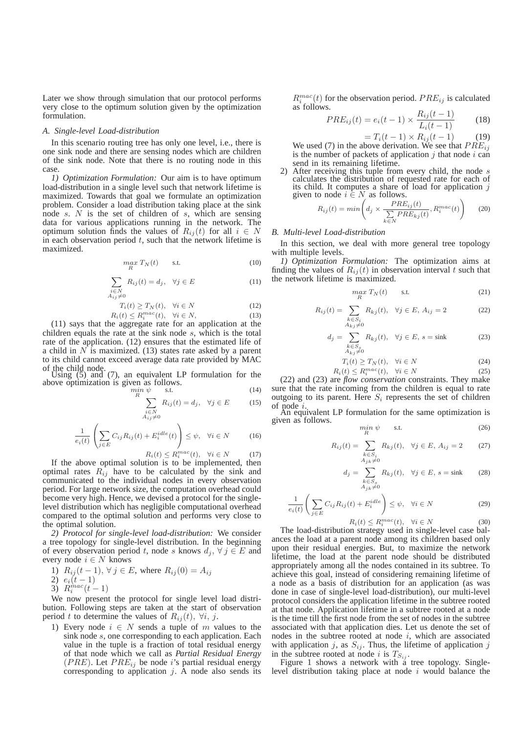Later we show through simulation that our protocol performs very close to the optimum solution given by the optimization formulation.

### A. Single-level Load-distribution

In this scenario routing tree has only one level, i.e., there is one sink node and there are sensing nodes which are children of the sink node. Note that there is no routing node in this case.

*1) Optimization Formulation:* Our aim is to have optimum load-distribution in a single level such that network lifetime is maximized. Towards that goal we formulate an optimization problem. Consider a load distribution taking place at the sink node $s$. $N$ is the set of children of $s$, which are sensing data for various applications running in the network. The optimum solution finds the values of $R_{ij}(t)$ for all $i \in N$ in each observation period $t$, such that the network lifetime is maximized.

$$\max_{R} T_N(t) \quad \text{s.t.} \tag{10}$$

$$\sum_{\substack{i \in N \\ A_{ij} \neq 0}} R_{ij}(t) = d_j, \quad \forall j \in E \tag{11}$$

$$T_i(t) \geq T_N(t), \quad \forall i \in N \tag{12}$$

$$R_i(t) \leq R_i^{mac}(t), \quad \forall i \in N, \tag{13}$$

(11) says that the aggregate rate for an application at the children equals the rate at the sink node $s$, which is the total rate of the application. (12) ensures that the estimated life of a child in $N$ is maximized. (13) states rate asked by a parent to its child cannot exceed average data rate provided by MAC of the child node.

Using (5) and (7), an equivalent LP formulation for the above optimization is given as follows.

$$\min_{R} \psi \quad \text{s.t.} \tag{14}$$

$$\sum_{\substack{i \in N \\ A_{ij} \neq 0}} R_{ij}(t) = d_j, \quad \forall j \in E \tag{15}$$

$$\frac{1}{e_i(t)} \left( \sum_{j \in E} C_{ij} R_{ij}(t) + E_i^{idle}(t) \right) \leq \psi, \quad \forall i \in N \tag{16}$$

$$R_i(t) \leq R_i^{mac}(t), \quad \forall i \in N \tag{17}$$

If the above optimal solution is to be implemented, then optimal rates $R_{ij}$ have to be calculated by the sink and communicated to the individual nodes in every observation period. For large network size, the computation overhead could become very high. Hence, we devised a protocol for the single-level distribution which has negligible computational overhead compared to the optimal solution and performs very close to the optimal solution.

*2) Protocol for single-level load-distribution:* We consider a tree topology for single-level distribution. In the beginning of every observation period $t$, node $s$ knows $d_j$, $\forall j \in E$ and every node $i \in N$ knows

1) $R_{ij}(t-1)$, $\forall j \in E$, where $R_{ij}(0) = A_{ij}$
2) $e_i(t-1)$
3) $R_i^{mac}(t-1)$

We now present the protocol for single level load distribution. Following steps are taken at the start of observation period $t$ to determine the values of $R_{ij}(t)$, $\forall i, j$.

1) Every node $i \in N$ sends a tuple of $m$ values to the sink node $s$, one corresponding to each application. Each value in the tuple is a fraction of total residual energy of that node which we call as *Partial Residual Energy* ($PRE$). Let $PRE_{ij}$ be node $i$'s partial residual energy corresponding to application $j$. A node also sends its $R_i^{mac}(t)$ for the observation period. $PRE_{ij}$ is calculated as follows.

$$PRE_{ij}(t) = e_i(t-1) \times \frac{R_{ij}(t-1)}{L_i(t-1)} \tag{18}$$

$$= T_i(t-1) \times R_{ij}(t-1) \tag{19}$$

We used (7) in the above derivation. We see that $PRE_{ij}$ is the number of packets of application $j$ that node $i$ can send in its remaining lifetime.

2) After receiving this tuple from every child, the node $s$ calculates the distribution of requested rate for each of its child. It computes a share of load for application $j$ given to node $i \in N$ as follows.

$$R_{ij}(t) = \min\left( d_j \times \frac{PRE_{ij}(t)}{\sum_{k \in N} PRE_{kj}(t)}, R_i^{mac}(t) \right) \tag{20}$$

### B. Multi-level Load-distribution

In this section, we deal with more general tree topology with multiple levels.

*1) Optimization Formulation:* The optimization aims at finding the values of $R_{ij}(t)$ in observation interval $t$ such that the network lifetime is maximized.

$$\max_{R} T_N(t) \quad \text{s.t.} \tag{21}$$

$$R_{ij}(t) = \sum_{\substack{k \in S_i \\ A_{kj} \neq 0}} R_{kj}(t), \quad \forall j \in E, \ A_{ij} = 2 \tag{22}$$

$$d_j = \sum_{\substack{k \in S_s \\ A_{kj} \neq 0}} R_{kj}(t), \quad \forall j \in E, \ s = \text{sink} \tag{23}$$

$$T_i(t) \geq T_N(t), \quad \forall i \in N \tag{24}$$

$$R_i(t) \leq R_i^{mac}(t), \quad \forall i \in N \tag{25}$$

(22) and (23) are *flow conservation* constraints. They make sure that the rate incoming from the children is equal to rate outgoing to its parent. Here $S_i$ represents the set of children of node $i$.

An equivalent LP formulation for the same optimization is given as follows.

$$\min_{R} \psi \quad \text{s.t.} \tag{26}$$

$$R_{ij}(t) = \sum_{\substack{k \in S_i \\ A_{jk} \neq 0}} R_{kj}(t), \quad \forall j \in E, \ A_{ij} = 2 \tag{27}$$

$$d_j = \sum_{\substack{k \in S_s \\ A_{jk} \neq 0}} R_{kj}(t), \quad \forall j \in E, \ s = \text{sink} \tag{28}$$

$$\frac{1}{e_i(t)} \left( \sum_{j \in E} C_{ij} R_{ij}(t) + E_i^{idle} \right) \leq \psi, \quad \forall i \in N \tag{29}$$

$$R_i(t) \leq R_i^{mac}(t), \quad \forall i \in N \tag{30}$$

The load-distribution strategy used in single-level case balances the load at a parent node among its children based only upon their residual energies. But, to maximize the network lifetime, the load at the parent node should be distributed appropriately among all the nodes contained in its subtree. To achieve this goal, instead of considering remaining lifetime of a node as a basis of distribution for an application (as was done in case of single-level load-distribution), our multi-level protocol considers the application lifetime in the subtree rooted at that node. Application lifetime in a subtree rooted at a node is the time till the first node from the set of nodes in the subtree associated with that application dies. Let us denote the set of nodes in the subtree rooted at node $i$, which are associated with application $j$, as $S_{ij}$. Thus, the lifetime of application $j$ in the subtree rooted at node $i$ is $T_{S_{ij}}$.

Figure 1 shows a network with a tree topology. Single-level distribution taking place at node $i$ would balance the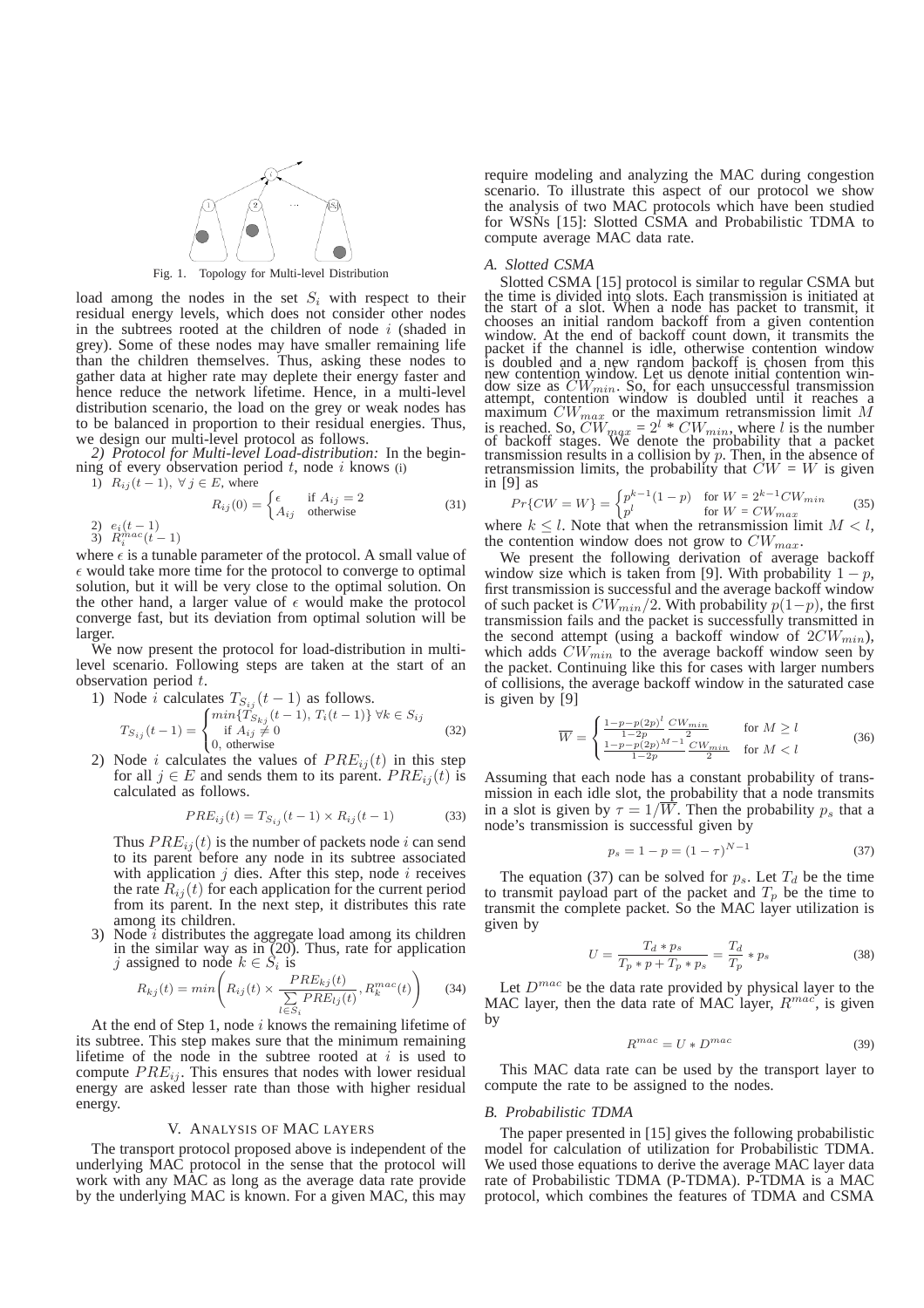Fig. 1. Topology for Multi-level Distribution

load among the nodes in the set $S_i$ with respect to their residual energy levels, which does not consider other nodes in the subtrees rooted at the children of node $i$ (shaded in grey). Some of these nodes may have smaller remaining life than the children themselves. Thus, asking these nodes to gather data at higher rate may deplete their energy faster and hence reduce the network lifetime. Hence, in a multi-level distribution scenario, the load on the grey or weak nodes has to be balanced in proportion to their residual energies. Thus, we design our multi-level protocol as follows.

*2) Protocol for Multi-level Load-distribution:* In the beginning of every observation period $t$, node $i$ knows (i)

1) $R_{ij}(t-1),\ \forall j \in E$, where

$$R_{ij}(0) = \begin{cases} \epsilon & \text{if } A_{ij} = 2 \\ A_{ij} & \text{otherwise} \end{cases} \tag{31}$$

2) $e_i(t-1)$
3) $R_i^{mac}(t-1)$

where $\epsilon$ is a tunable parameter of the protocol. A small value of $\epsilon$ would take more time for the protocol to converge to optimal solution, but it will be very close to the optimal solution. On the other hand, a larger value of $\epsilon$ would make the protocol converge fast, but its deviation from optimal solution will be larger.

We now present the protocol for load-distribution in multi-level scenario. Following steps are taken at the start of an observation period $t$.

1) Node $i$ calculates $T_{S_{ij}}(t-1)$ as follows.

$$T_{S_{ij}}(t-1) = \begin{cases} min\{T_{S_{kj}}(t-1),\ T_i(t-1)\}\ \forall k \in S_{ij} \\ \quad \text{if } A_{ij} \neq 0 \\ 0, \text{ otherwise} \end{cases} \tag{32}$$

2) Node $i$ calculates the values of $PRE_{ij}(t)$ in this step for all $j \in E$ and sends them to its parent. $PRE_{ij}(t)$ is calculated as follows.

$$PRE_{ij}(t) = T_{S_{ij}}(t-1) \times R_{ij}(t-1) \tag{33}$$

Thus $PRE_{ij}(t)$ is the number of packets node $i$ can send to its parent before any node in its subtree associated with application $j$ dies. After this step, node $i$ receives the rate $R_{ij}(t)$ for each application for the current period from its parent. In the next step, it distributes this rate among its children.

3) Node $i$ distributes the aggregate load among its children in the similar way as in (20). Thus, rate for application $j$ assigned to node $k \in S_i$ is

$$R_{kj}(t) = min\left(R_{ij}(t) \times \frac{PRE_{kj}(t)}{\sum_{l \in S_i} PRE_{lj}(t)}, R_k^{mac}(t)\right) \tag{34}$$

At the end of Step 1, node $i$ knows the remaining lifetime of its subtree. This step makes sure that the minimum remaining lifetime of the node in the subtree rooted at $i$ is used to compute $PRE_{ij}$. This ensures that nodes with lower residual energy are asked lesser rate than those with higher residual energy.

## V. Analysis of MAC layers

The transport protocol proposed above is independent of the underlying MAC protocol in the sense that the protocol will work with any MAC as long as the average data rate provide by the underlying MAC is known. For a given MAC, this may require modeling and analyzing the MAC during congestion scenario. To illustrate this aspect of our protocol we show the analysis of two MAC protocols which have been studied for WSNs [15]: Slotted CSMA and Probabilistic TDMA to compute average MAC data rate.

### *A. Slotted CSMA*

Slotted CSMA [15] protocol is similar to regular CSMA but the time is divided into slots. Each transmission is initiated at the start of a slot. When a node has packet to transmit, it chooses an initial random backoff from a given contention window. At the end of backoff count down, it transmits the packet if the channel is idle, otherwise contention window is doubled and a new random backoff is chosen from this new contention window. Let us denote initial contention window size as $CW_{min}$. So, for each unsuccessful transmission attempt, contention window is doubled until it reaches a maximum $CW_{max}$ or the maximum retransmission limit $M$ is reached. So, $CW_{max} = 2^l * CW_{min}$, where $l$ is the number of backoff stages. We denote the probability that a packet transmission results in a collision by $p$. Then, in the absence of retransmission limits, the probability that $CW = W$ is given in [9] as

$$Pr\{CW = W\} = \begin{cases} p^{k-1}(1-p) & \text{for } W = 2^{k-1}CW_{min} \\ p^l & \text{for } W = CW_{max} \end{cases} \tag{35}$$

where $k \leq l$. Note that when the retransmission limit $M < l$, the contention window does not grow to $CW_{max}$.

We present the following derivation of average backoff window size which is taken from [9]. With probability $1-p$, first transmission is successful and the average backoff window of such packet is $CW_{min}/2$. With probability $p(1-p)$, the first transmission fails and the packet is successfully transmitted in the second attempt (using a backoff window of $2CW_{min}$), which adds $CW_{min}$ to the average backoff window seen by the packet. Continuing like this for cases with larger numbers of collisions, the average backoff window in the saturated case is given by [9]

$$\overline{W} = \begin{cases} \frac{1-p-p(2p)^l}{1-2p}\frac{CW_{min}}{2} & \text{for } M \geq l \\ \frac{1-p-p(2p)^{M-1}}{1-2p}\frac{CW_{min}}{2} & \text{for } M < l \end{cases} \tag{36}$$

Assuming that each node has a constant probability of transmission in each idle slot, the probability that a node transmits in a slot is given by $\tau = 1/\overline{W}$. Then the probability $p_s$ that a node's transmission is successful given by

$$p_s = 1 - p = (1-\tau)^{N-1} \tag{37}$$

The equation (37) can be solved for $p_s$. Let $T_d$ be the time to transmit payload part of the packet and $T_p$ be the time to transmit the complete packet. So the MAC layer utilization is given by

$$U = \frac{T_d * p_s}{T_p * p + T_p * p_s} = \frac{T_d}{T_p} * p_s \tag{38}$$

Let $D^{mac}$ be the data rate provided by physical layer to the MAC layer, then the data rate of MAC layer, $R^{mac}$, is given by

$$R^{mac} = U * D^{mac} \tag{39}$$

This MAC data rate can be used by the transport layer to compute the rate to be assigned to the nodes.

### *B. Probabilistic TDMA*

The paper presented in [15] gives the following probabilistic model for calculation of utilization for Probabilistic TDMA. We used those equations to derive the average MAC layer data rate of Probabilistic TDMA (P-TDMA). P-TDMA is a MAC protocol, which combines the features of TDMA and CSMA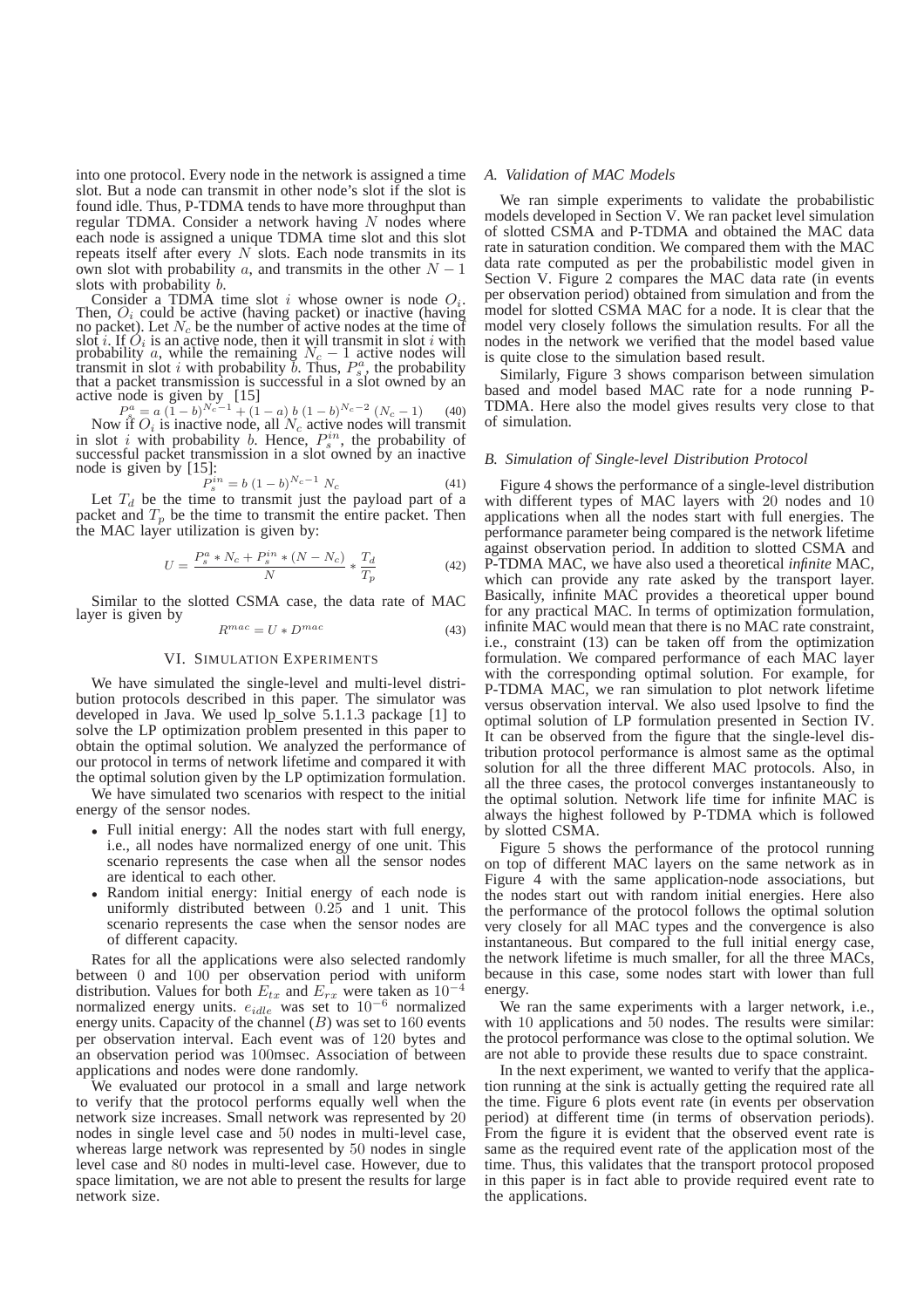into one protocol. Every node in the network is assigned a time slot. But a node can transmit in other node's slot if the slot is found idle. Thus, P-TDMA tends to have more throughput than regular TDMA. Consider a network having $N$ nodes where each node is assigned a unique TDMA time slot and this slot repeats itself after every $N$ slots. Each node transmits in its own slot with probability $a$, and transmits in the other $N-1$ slots with probability $b$.

Consider a TDMA time slot $i$ whose owner is node $O_i$. Then, $O_i$ could be active (having packet) or inactive (having no packet). Let $N_c$ be the number of active nodes at the time of slot $i$. If $O_i$ is an active node, then it will transmit in slot $i$ with probability $a$, while the remaining $N_c - 1$ active nodes will transmit in slot $i$ with probability $b$. Thus, $P_s^a$, the probability that a packet transmission is successful in a slot owned by an active node is given by [15]

$$P_s^a = a\,(1-b)^{N_c-1} + (1-a)\,b\,(1-b)^{N_c-2}\,(N_c-1) \quad (40)$$

Now if $O_i$ is inactive node, all $N_c$ active nodes will transmit in slot $i$ with probability $b$. Hence, $P_s^{in}$, the probability of successful packet transmission in a slot owned by an inactive node is given by [15]:

$$P_s^{in} = b\,(1-b)^{N_c-1}\,N_c \quad (41)$$

Let $T_d$ be the time to transmit just the payload part of a packet and $T_p$ be the time to transmit the entire packet. Then the MAC layer utilization is given by:

$$U = \frac{P_s^a * N_c + P_s^{in} * (N - N_c)}{N} * \frac{T_d}{T_p} \quad (42)$$

Similar to the slotted CSMA case, the data rate of MAC layer is given by

$$R^{mac} = U * D^{mac} \quad (43)$$

## VI. Simulation Experiments

We have simulated the single-level and multi-level distribution protocols described in this paper. The simulator was developed in Java. We used lp_solve 5.1.1.3 package [1] to solve the LP optimization problem presented in this paper to obtain the optimal solution. We analyzed the performance of our protocol in terms of network lifetime and compared it with the optimal solution given by the LP optimization formulation.

We have simulated two scenarios with respect to the initial energy of the sensor nodes.

- Full initial energy: All the nodes start with full energy, i.e., all nodes have normalized energy of one unit. This scenario represents the case when all the sensor nodes are identical to each other.
- Random initial energy: Initial energy of each node is uniformly distributed between $0.25$ and $1$ unit. This scenario represents the case when the sensor nodes are of different capacity.

Rates for all the applications were also selected randomly between $0$ and $100$ per observation period with uniform distribution. Values for both $E_{tx}$ and $E_{rx}$ were taken as $10^{-4}$ normalized energy units. $e_{idle}$ was set to $10^{-6}$ normalized energy units. Capacity of the channel ($B$) was set to $160$ events per observation interval. Each event was of $120$ bytes and an observation period was 100msec. Association of between applications and nodes were done randomly.

We evaluated our protocol in a small and large network to verify that the protocol performs equally well when the network size increases. Small network was represented by $20$ nodes in single level case and $50$ nodes in multi-level case, whereas large network was represented by $50$ nodes in single level case and $80$ nodes in multi-level case. However, due to space limitation, we are not able to present the results for large network size.

### A. Validation of MAC Models

We ran simple experiments to validate the probabilistic models developed in Section V. We ran packet level simulation of slotted CSMA and P-TDMA and obtained the MAC data rate in saturation condition. We compared them with the MAC data rate computed as per the probabilistic model given in Section V. Figure 2 compares the MAC data rate (in events per observation period) obtained from simulation and from the model for slotted CSMA MAC for a node. It is clear that the model very closely follows the simulation results. For all the nodes in the network we verified that the model based value is quite close to the simulation based result.

Similarly, Figure 3 shows comparison between simulation based and model based MAC rate for a node running P-TDMA. Here also the model gives results very close to that of simulation.

### B. Simulation of Single-level Distribution Protocol

Figure 4 shows the performance of a single-level distribution with different types of MAC layers with $20$ nodes and $10$ applications when all the nodes start with full energies. The performance parameter being compared is the network lifetime against observation period. In addition to slotted CSMA and P-TDMA MAC, we have also used a theoretical *infinite* MAC, which can provide any rate asked by the transport layer. Basically, infinite MAC provides a theoretical upper bound for any practical MAC. In terms of optimization formulation, infinite MAC would mean that there is no MAC rate constraint, i.e., constraint (13) can be taken off from the optimization formulation. We compared performance of each MAC layer with the corresponding optimal solution. For example, for P-TDMA MAC, we ran simulation to plot network lifetime versus observation interval. We also used lpsolve to find the optimal solution of LP formulation presented in Section IV. It can be observed from the figure that the single-level distribution protocol performance is almost same as the optimal solution for all the three different MAC protocols. Also, in all the three cases, the protocol converges instantaneously to the optimal solution. Network life time for infinite MAC is always the highest followed by P-TDMA which is followed by slotted CSMA.

Figure 5 shows the performance of the protocol running on top of different MAC layers on the same network as in Figure 4 with the same application-node associations, but the nodes start out with random initial energies. Here also the performance of the protocol follows the optimal solution very closely for all MAC types and the convergence is also instantaneous. But compared to the full initial energy case, the network lifetime is much smaller, for all the three MACs, because in this case, some nodes start with lower than full energy.

We ran the same experiments with a larger network, i.e., with $10$ applications and $50$ nodes. The results were similar: the protocol performance was close to the optimal solution. We are not able to provide these results due to space constraint.

In the next experiment, we wanted to verify that the application running at the sink is actually getting the required rate all the time. Figure 6 plots event rate (in events per observation period) at different time (in terms of observation periods). From the figure it is evident that the observed event rate is same as the required event rate of the application most of the time. Thus, this validates that the transport protocol proposed in this paper is in fact able to provide required event rate to the applications.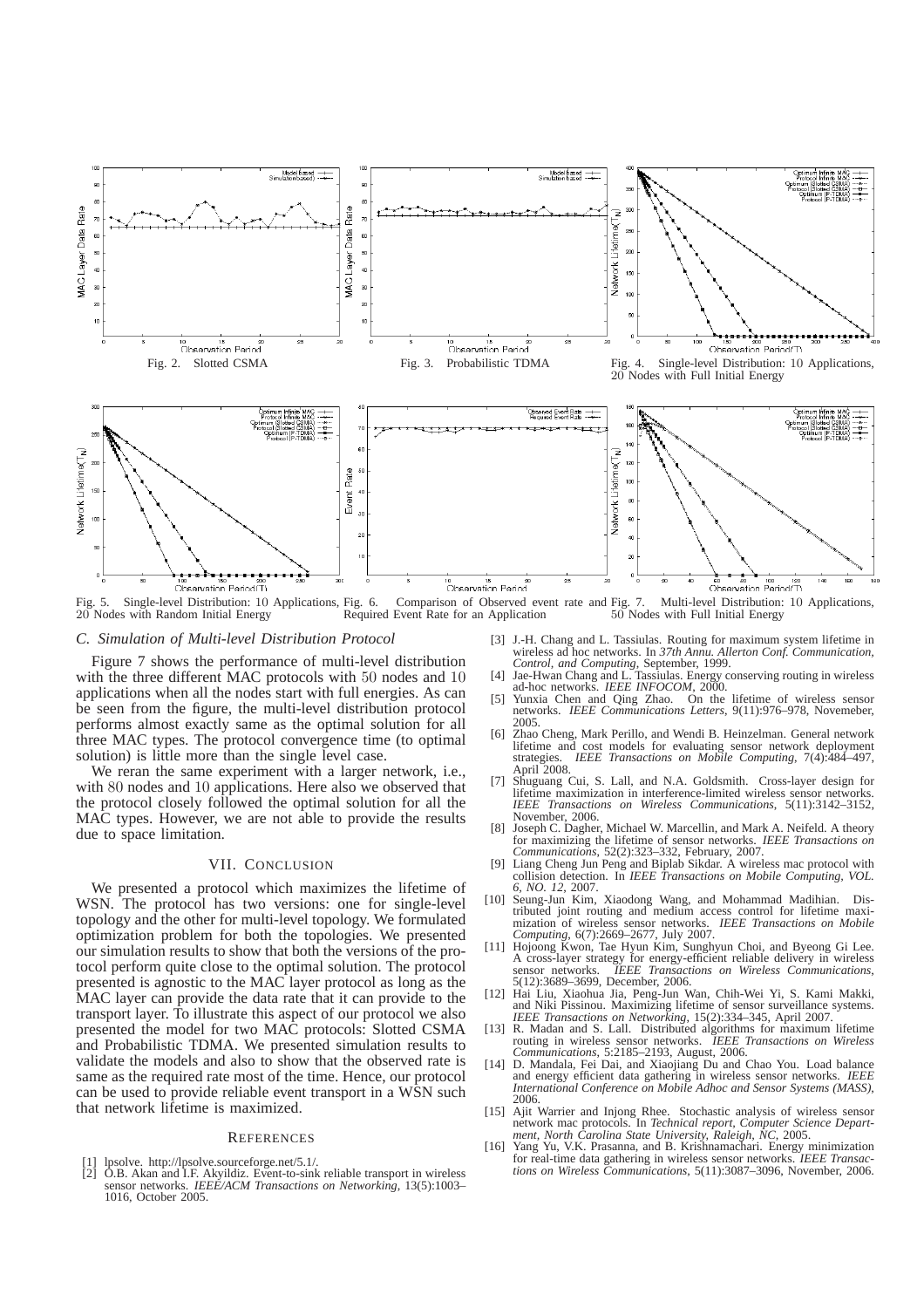MAC Layer Data Rate

Model based
Simulation based

Observation Period

Fig. 2. Slotted CSMA

MAC Layer Data Rate

Model based
Simulation based

Observation Period

Fig. 3. Probabilistic TDMA

Network Lifetime($T_N$)

Optimum Infinite MAC
Protocol Infinite MAC
Optimum (Slotted CSMA)
Protocol (Slotted CSMA)
Optimum (P-TDMA)
Protocol (P-TDMA)

Observation Period(T)

Fig. 4. Single-level Distribution: 10 Applications, 20 Nodes with Full Initial Energy

Network Lifetime($T_N$)

Optimum Infinite MAC
Protocol Infinite MAC
Optimum (Slotted CSMA)
Protocol (Slotted CSMA)
Optimum (P-TDMA)
Protocol (P-TDMA)

Observation Period(T)

Fig. 5. Single-level Distribution: 10 Applications, 20 Nodes with Random Initial Energy

Event Rate

Observed Event Rate
Required Event Rate

Observation Period

Fig. 6. Comparison of Observed event rate and Required Event Rate for an Application

Network Lifetime($T_N$)

Optimum Infinite MAC
Protocol Infinite MAC
Optimum (Slotted CSMA)
Protocol (Slotted CSMA)
Optimum (P-TDMA)
Protocol (P-TDMA)

Observation Period(T)

Fig. 7. Multi-level Distribution: 10 Applications, 50 Nodes with Full Initial Energy

### C. Simulation of Multi-level Distribution Protocol

Figure 7 shows the performance of multi-level distribution with the three different MAC protocols with 50 nodes and 10 applications when all the nodes start with full energies. As can be seen from the figure, the multi-level distribution protocol performs almost exactly same as the optimal solution for all three MAC types. The protocol convergence time (to optimal solution) is little more than the single level case.

We reran the same experiment with a larger network, i.e., with 80 nodes and 10 applications. Here also we observed that the protocol closely followed the optimal solution for all the MAC types. However, we are not able to provide the results due to space limitation.

## VII. Conclusion

We presented a protocol which maximizes the lifetime of WSN. The protocol has two versions: one for single-level topology and the other for multi-level topology. We formulated optimization problem for both the topologies. We presented our simulation results to show that both the versions of the protocol perform quite close to the optimal solution. The protocol presented is agnostic to the MAC layer protocol as long as the MAC layer can provide the data rate that it can provide to the transport layer. To illustrate this aspect of our protocol we also presented the model for two MAC protocols: Slotted CSMA and Probabilistic TDMA. We presented simulation results to validate the models and also to show that the observed rate is same as the required rate most of the time. Hence, our protocol can be used to provide reliable event transport in a WSN such that network lifetime is maximized.

## References

[1] lpsolve. http://lpsolve.sourceforge.net/5.1/.

[2] Ö.B. Akan and I.F. Akyildiz. Event-to-sink reliable transport in wireless sensor networks. *IEEE/ACM Transactions on Networking*, 13(5):1003–1016, October 2005.

[3] J.-H. Chang and L. Tassiulas. Routing for maximum system lifetime in wireless ad hoc networks. In *37th Annu. Allerton Conf. Communication, Control, and Computing*, September, 1999.

[4] Jae-Hwan Chang and L. Tassiulas. Energy conserving routing in wireless ad-hoc networks. *IEEE INFOCOM*, 2000.

[5] Yunxia Chen and Qing Zhao. On the lifetime of wireless sensor networks. *IEEE Communications Letters*, 9(11):976–978, Novemeber, 2005.

[6] Zhao Cheng, Mark Perillo, and Wendi B. Heinzelman. General network lifetime and cost models for evaluating sensor network deployment strategies. *IEEE Transactions on Mobile Computing*, 7(4):484–497, April 2008.

[7] Shuguang Cui, S. Lall, and N.A. Goldsmith. Cross-layer design for lifetime maximization in interference-limited wireless sensor networks. *IEEE Transactions on Wireless Communications*, 5(11):3142–3152, November, 2006.

[8] Joseph C. Dagher, Michael W. Marcellin, and Mark A. Neifeld. A theory for maximizing the lifetime of sensor networks. *IEEE Transactions on Communications*, 52(2):323–332, February, 2007.

[9] Liang Cheng Jun Peng and Biplab Sikdar. A wireless mac protocol with collision detection. In *IEEE Transactions on Mobile Computing, VOL. 6, NO. 12*, 2007.

[10] Seung-Jun Kim, Xiaodong Wang, and Mohammad Madihian. Distributed joint routing and medium access control for lifetime maximization of wireless sensor networks. *IEEE Transactions on Mobile Computing*, 6(7):2669–2677, July 2007.

[11] Hojoong Kwon, Tae Hyun Kim, Sunghyun Choi, and Byeong Gi Lee. A cross-layer strategy for energy-efficient reliable delivery in wireless sensor networks. *IEEE Transactions on Wireless Communications*, 5(12):3689–3699, December, 2006.

[12] Hai Liu, Xiaohua Jia, Peng-Jun Wan, Chih-Wei Yi, S. Kami Makki, and Niki Pissinou. Maximizing lifetime of sensor surveillance systems. *IEEE Transactions on Networking*, 15(2):334–345, April 2007.

[13] R. Madan and S. Lall. Distributed algorithms for maximum lifetime routing in wireless sensor networks. *IEEE Transactions on Wireless Communications*, 5:2185–2193, August, 2006.

[14] D. Mandala, Fei Dai, and Xiaojiang Du and Chao You. Load balance and energy efficient data gathering in wireless sensor networks. *IEEE International Conference on Mobile Adhoc and Sensor Systems (MASS)*, 2006.

[15] Ajit Warrier and Injong Rhee. Stochastic analysis of wireless sensor network mac protocols. In *Technical report, Computer Science Department, North Carolina State University, Raleigh, NC*, 2005.

[16] Yang Yu, V.K. Prasanna, and B. Krishnamachari. Energy minimization for real-time data gathering in wireless sensor networks. *IEEE Transactions on Wireless Communications*, 5(11):3087–3096, November, 2006.